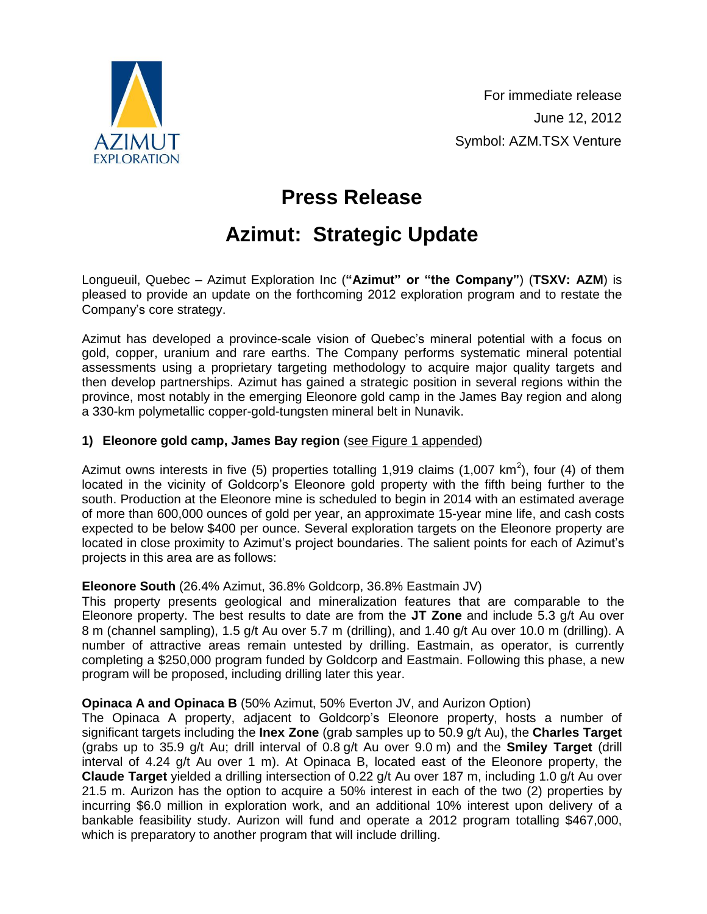AZIMUT EXPLORATION

For immediate release
June 12, 2012
Symbol: AZM.TSX Venture

# Press Release

# Azimut: Strategic Update

Longueuil, Quebec – Azimut Exploration Inc (**"Azimut" or "the Company"**) (**TSXV: AZM**) is pleased to provide an update on the forthcoming 2012 exploration program and to restate the Company's core strategy.

Azimut has developed a province-scale vision of Quebec's mineral potential with a focus on gold, copper, uranium and rare earths. The Company performs systematic mineral potential assessments using a proprietary targeting methodology to acquire major quality targets and then develop partnerships. Azimut has gained a strategic position in several regions within the province, most notably in the emerging Eleonore gold camp in the James Bay region and along a 330-km polymetallic copper-gold-tungsten mineral belt in Nunavik.

### 1) Eleonore gold camp, James Bay region (see Figure 1 appended)

Azimut owns interests in five (5) properties totalling 1,919 claims (1,007 km$^2$), four (4) of them located in the vicinity of Goldcorp's Eleonore gold property with the fifth being further to the south. Production at the Eleonore mine is scheduled to begin in 2014 with an estimated average of more than 600,000 ounces of gold per year, an approximate 15-year mine life, and cash costs expected to be below $400 per ounce. Several exploration targets on the Eleonore property are located in close proximity to Azimut's project boundaries. The salient points for each of Azimut's projects in this area are as follows:

**Eleonore South** (26.4% Azimut, 36.8% Goldcorp, 36.8% Eastmain JV)
This property presents geological and mineralization features that are comparable to the Eleonore property. The best results to date are from the **JT Zone** and include 5.3 g/t Au over 8 m (channel sampling), 1.5 g/t Au over 5.7 m (drilling), and 1.40 g/t Au over 10.0 m (drilling). A number of attractive areas remain untested by drilling. Eastmain, as operator, is currently completing a $250,000 program funded by Goldcorp and Eastmain. Following this phase, a new program will be proposed, including drilling later this year.

**Opinaca A and Opinaca B** (50% Azimut, 50% Everton JV, and Aurizon Option)
The Opinaca A property, adjacent to Goldcorp's Eleonore property, hosts a number of significant targets including the **Inex Zone** (grab samples up to 50.9 g/t Au), the **Charles Target** (grabs up to 35.9 g/t Au; drill interval of 0.8 g/t Au over 9.0 m) and the **Smiley Target** (drill interval of 4.24 g/t Au over 1 m). At Opinaca B, located east of the Eleonore property, the **Claude Target** yielded a drilling intersection of 0.22 g/t Au over 187 m, including 1.0 g/t Au over 21.5 m. Aurizon has the option to acquire a 50% interest in each of the two (2) properties by incurring $6.0 million in exploration work, and an additional 10% interest upon delivery of a bankable feasibility study. Aurizon will fund and operate a 2012 program totalling $467,000, which is preparatory to another program that will include drilling.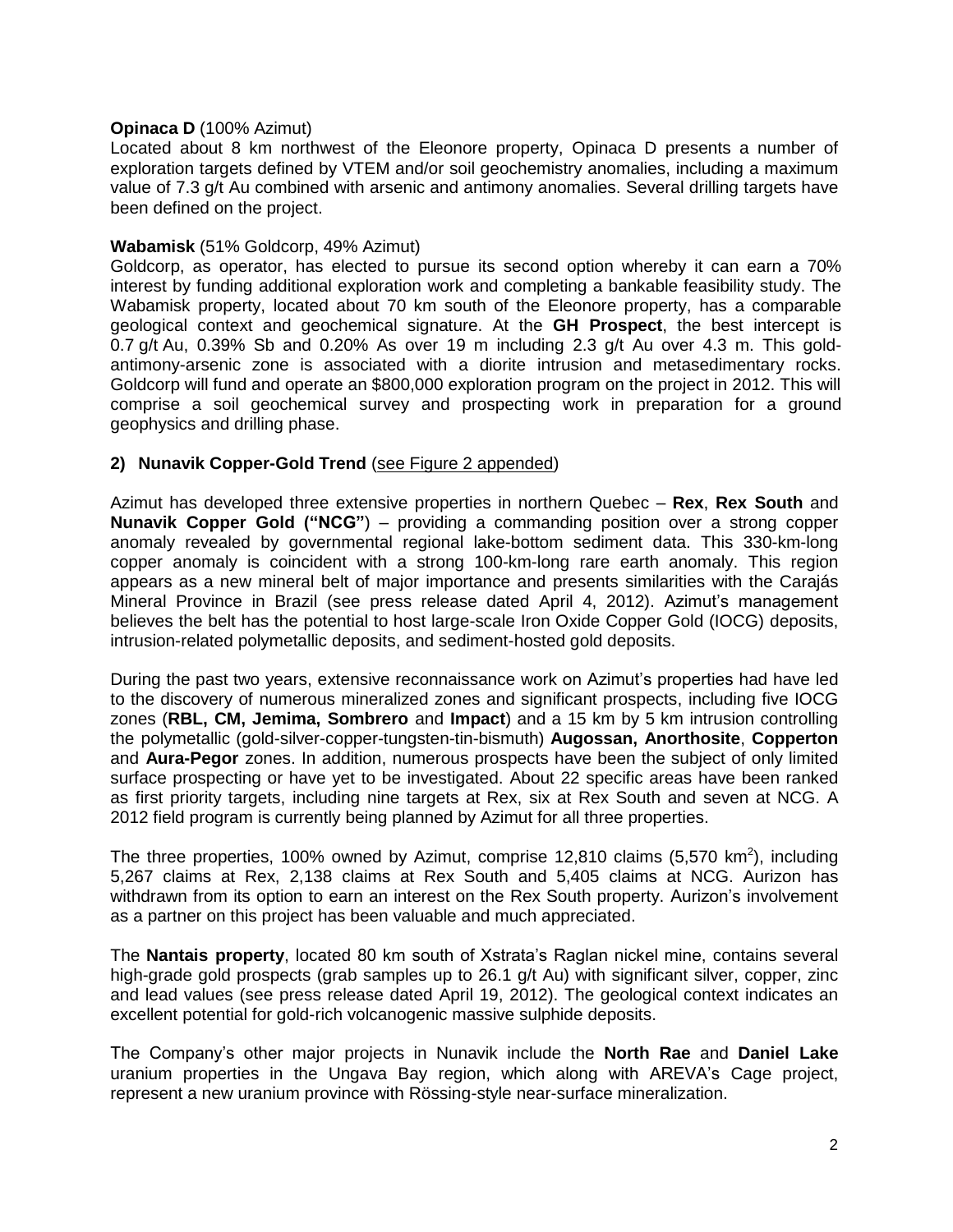**Opinaca D** (100% Azimut)

Located about 8 km northwest of the Eleonore property, Opinaca D presents a number of exploration targets defined by VTEM and/or soil geochemistry anomalies, including a maximum value of 7.3 g/t Au combined with arsenic and antimony anomalies. Several drilling targets have been defined on the project.

**Wabamisk** (51% Goldcorp, 49% Azimut)

Goldcorp, as operator, has elected to pursue its second option whereby it can earn a 70% interest by funding additional exploration work and completing a bankable feasibility study. The Wabamisk property, located about 70 km south of the Eleonore property, has a comparable geological context and geochemical signature. At the **GH Prospect**, the best intercept is 0.7 g/t Au, 0.39% Sb and 0.20% As over 19 m including 2.3 g/t Au over 4.3 m. This gold-antimony-arsenic zone is associated with a diorite intrusion and metasedimentary rocks. Goldcorp will fund and operate an $800,000 exploration program on the project in 2012. This will comprise a soil geochemical survey and prospecting work in preparation for a ground geophysics and drilling phase.

**2) Nunavik Copper-Gold Trend** (see Figure 2 appended)

Azimut has developed three extensive properties in northern Quebec – **Rex**, **Rex South** and **Nunavik Copper Gold ("NCG"**) – providing a commanding position over a strong copper anomaly revealed by governmental regional lake-bottom sediment data. This 330-km-long copper anomaly is coincident with a strong 100-km-long rare earth anomaly. This region appears as a new mineral belt of major importance and presents similarities with the Carajás Mineral Province in Brazil (see press release dated April 4, 2012). Azimut's management believes the belt has the potential to host large-scale Iron Oxide Copper Gold (IOCG) deposits, intrusion-related polymetallic deposits, and sediment-hosted gold deposits.

During the past two years, extensive reconnaissance work on Azimut's properties had have led to the discovery of numerous mineralized zones and significant prospects, including five IOCG zones (**RBL, CM, Jemima, Sombrero** and **Impact**) and a 15 km by 5 km intrusion controlling the polymetallic (gold-silver-copper-tungsten-tin-bismuth) **Augossan, Anorthosite**, **Copperton** and **Aura-Pegor** zones. In addition, numerous prospects have been the subject of only limited surface prospecting or have yet to be investigated. About 22 specific areas have been ranked as first priority targets, including nine targets at Rex, six at Rex South and seven at NCG. A 2012 field program is currently being planned by Azimut for all three properties.

The three properties, 100% owned by Azimut, comprise 12,810 claims (5,570 km$^2$), including 5,267 claims at Rex, 2,138 claims at Rex South and 5,405 claims at NCG. Aurizon has withdrawn from its option to earn an interest on the Rex South property. Aurizon's involvement as a partner on this project has been valuable and much appreciated.

The **Nantais property**, located 80 km south of Xstrata's Raglan nickel mine, contains several high-grade gold prospects (grab samples up to 26.1 g/t Au) with significant silver, copper, zinc and lead values (see press release dated April 19, 2012). The geological context indicates an excellent potential for gold-rich volcanogenic massive sulphide deposits.

The Company's other major projects in Nunavik include the **North Rae** and **Daniel Lake** uranium properties in the Ungava Bay region, which along with AREVA's Cage project, represent a new uranium province with Rössing-style near-surface mineralization.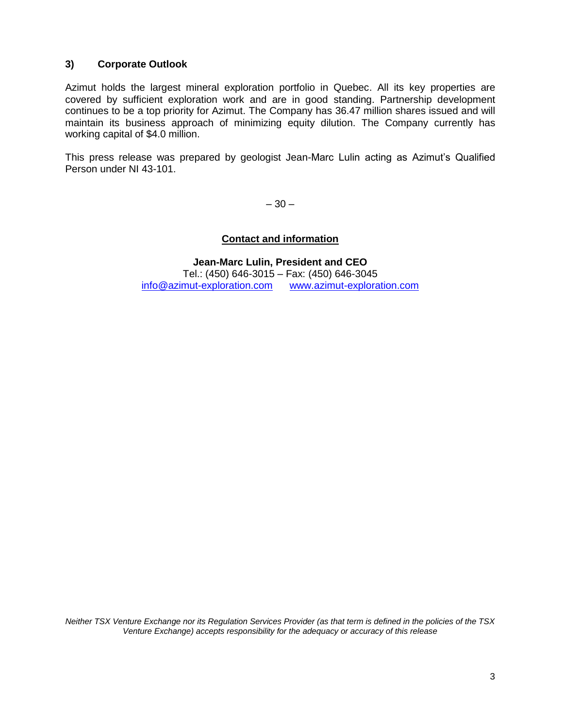## 3) Corporate Outlook

Azimut holds the largest mineral exploration portfolio in Quebec. All its key properties are covered by sufficient exploration work and are in good standing. Partnership development continues to be a top priority for Azimut. The Company has 36.47 million shares issued and will maintain its business approach of minimizing equity dilution. The Company currently has working capital of $4.0 million.

This press release was prepared by geologist Jean-Marc Lulin acting as Azimut's Qualified Person under NI 43-101.

– 30 –

**Contact and information**

**Jean-Marc Lulin, President and CEO**
Tel.: (450) 646-3015 – Fax: (450) 646-3045
info@azimut-exploration.com     www.azimut-exploration.com

*Neither TSX Venture Exchange nor its Regulation Services Provider (as that term is defined in the policies of the TSX Venture Exchange) accepts responsibility for the adequacy or accuracy of this release*